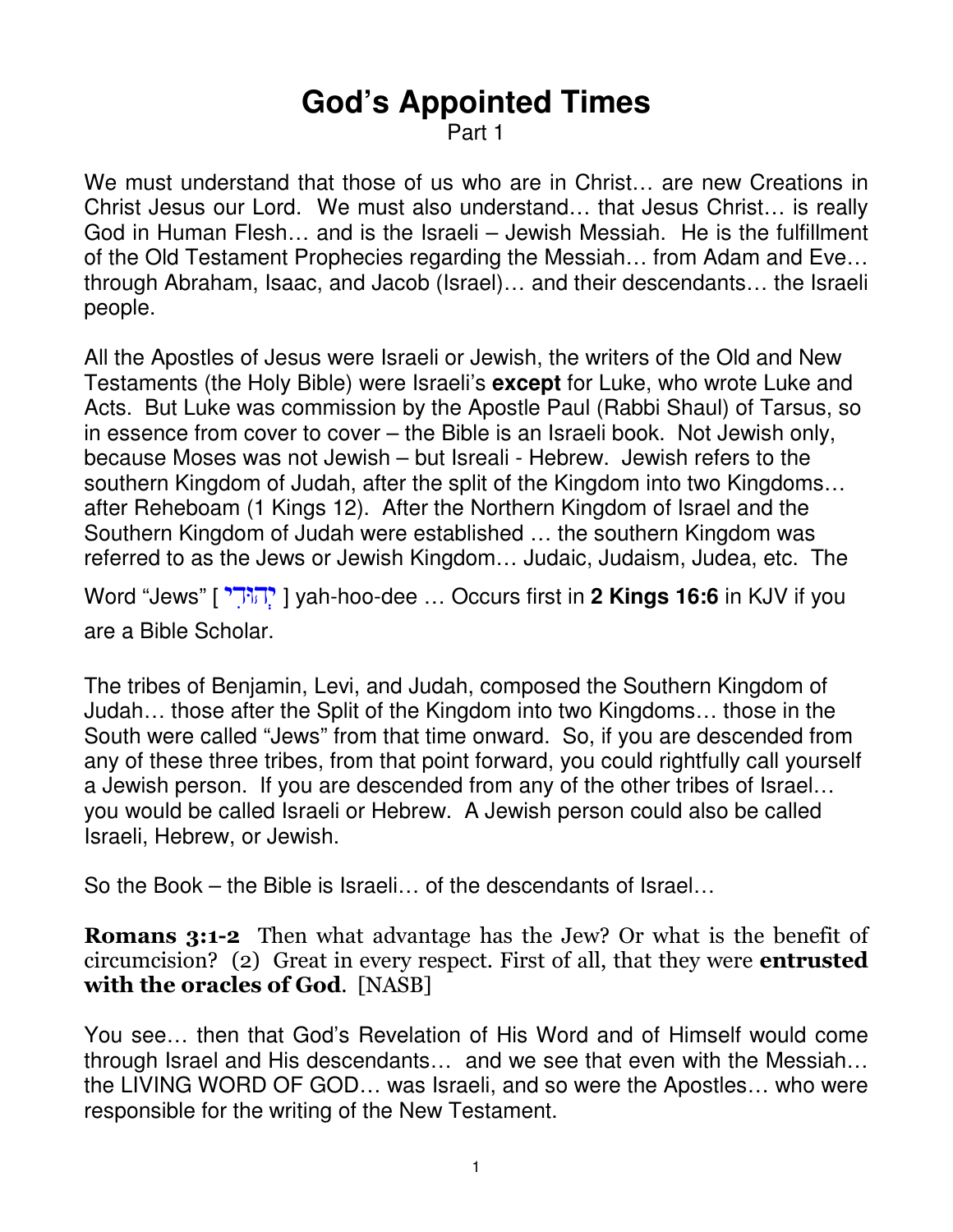# God's Appointed Times

Part 1

We must understand that those of us who are in Christ… are new Creations in Christ Jesus our Lord. We must also understand… that Jesus Christ… is really God in Human Flesh… and is the Israeli – Jewish Messiah. He is the fulfillment of the Old Testament Prophecies regarding the Messiah… from Adam and Eve… through Abraham, Isaac, and Jacob (Israel)… and their descendants… the Israeli people.

All the Apostles of Jesus were Israeli or Jewish, the writers of the Old and New Testaments (the Holy Bible) were Israeli's **except** for Luke, who wrote Luke and Acts. But Luke was commission by the Apostle Paul (Rabbi Shaul) of Tarsus, so in essence from cover to cover – the Bible is an Israeli book. Not Jewish only, because Moses was not Jewish – but Isreali - Hebrew. Jewish refers to the southern Kingdom of Judah, after the split of the Kingdom into two Kingdoms… after Reheboam (1 Kings 12). After the Northern Kingdom of Israel and the Southern Kingdom of Judah were established … the southern Kingdom was referred to as the Jews or Jewish Kingdom… Judaic, Judaism, Judea, etc. The Word "Jews" [ יְהוּדִי ] yah-hoo-dee … Occurs first in **2 Kings 16:6** in KJV if you are a Bible Scholar.

The tribes of Benjamin, Levi, and Judah, composed the Southern Kingdom of Judah… those after the Split of the Kingdom into two Kingdoms… those in the South were called "Jews" from that time onward. So, if you are descended from any of these three tribes, from that point forward, you could rightfully call yourself a Jewish person. If you are descended from any of the other tribes of Israel… you would be called Israeli or Hebrew. A Jewish person could also be called Israeli, Hebrew, or Jewish.

So the Book – the Bible is Israeli… of the descendants of Israel…

**Romans 3:1-2** Then what advantage has the Jew? Or what is the benefit of circumcision? (2) Great in every respect. First of all, that they were **entrusted with the oracles of God**. [NASB]

You see… then that God's Revelation of His Word and of Himself would come through Israel and His descendants… and we see that even with the Messiah… the LIVING WORD OF GOD… was Israeli, and so were the Apostles… who were responsible for the writing of the New Testament.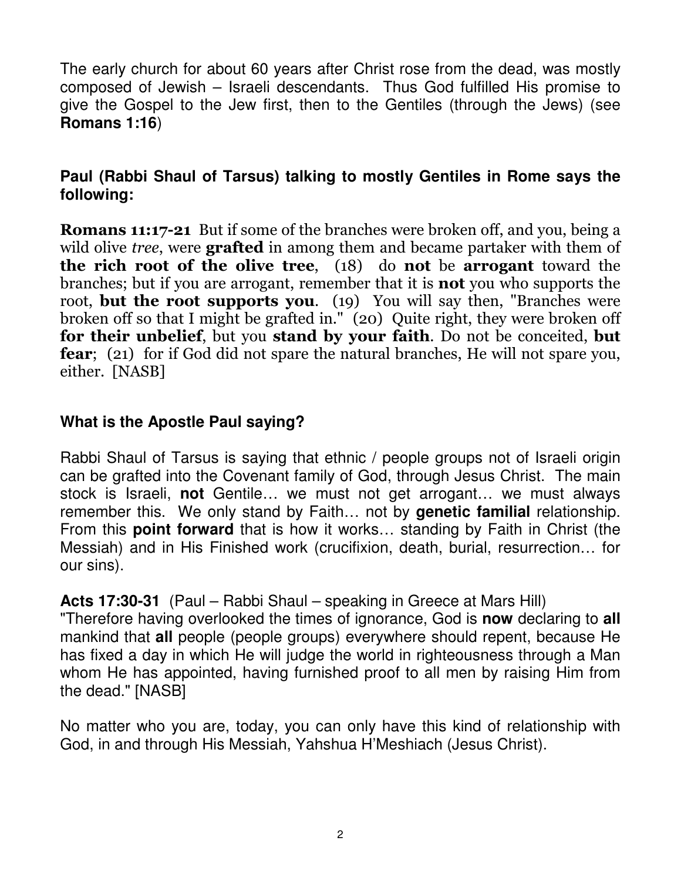The early church for about 60 years after Christ rose from the dead, was mostly composed of Jewish – Israeli descendants. Thus God fulfilled His promise to give the Gospel to the Jew first, then to the Gentiles (through the Jews) (see **Romans 1:16**)

**Paul (Rabbi Shaul of Tarsus) talking to mostly Gentiles in Rome says the following:**

**Romans 11:17-21** But if some of the branches were broken off, and you, being a wild olive *tree*, were **grafted** in among them and became partaker with them of **the rich root of the olive tree**, (18) do **not** be **arrogant** toward the branches; but if you are arrogant, remember that it is **not** you who supports the root, **but the root supports you**. (19) You will say then, "Branches were broken off so that I might be grafted in." (20) Quite right, they were broken off **for their unbelief**, but you **stand by your faith**. Do not be conceited, **but fear**; (21) for if God did not spare the natural branches, He will not spare you, either. [NASB]

**What is the Apostle Paul saying?**

Rabbi Shaul of Tarsus is saying that ethnic / people groups not of Israeli origin can be grafted into the Covenant family of God, through Jesus Christ. The main stock is Israeli, **not** Gentile… we must not get arrogant… we must always remember this. We only stand by Faith… not by **genetic familial** relationship. From this **point forward** that is how it works… standing by Faith in Christ (the Messiah) and in His Finished work (crucifixion, death, burial, resurrection… for our sins).

**Acts 17:30-31** (Paul – Rabbi Shaul – speaking in Greece at Mars Hill)
"Therefore having overlooked the times of ignorance, God is **now** declaring to **all** mankind that **all** people (people groups) everywhere should repent, because He has fixed a day in which He will judge the world in righteousness through a Man whom He has appointed, having furnished proof to all men by raising Him from the dead." [NASB]

No matter who you are, today, you can only have this kind of relationship with God, in and through His Messiah, Yahshua H'Meshiach (Jesus Christ).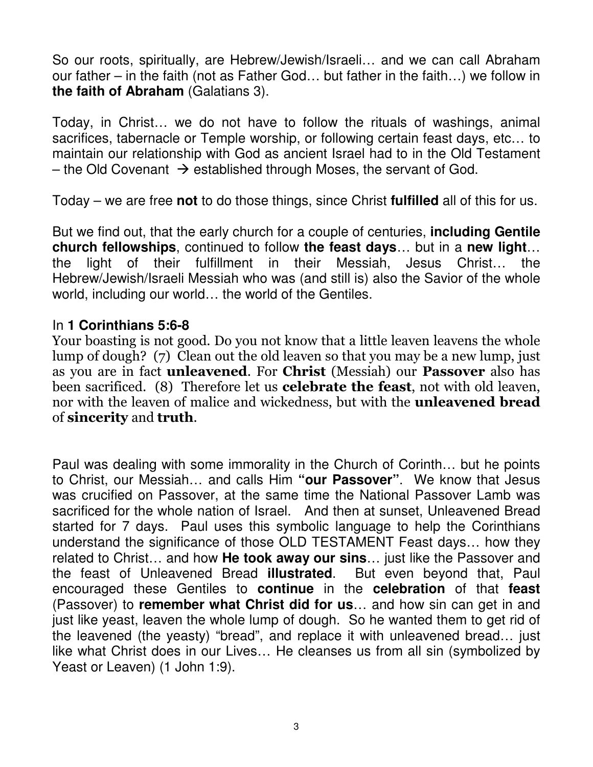So our roots, spiritually, are Hebrew/Jewish/Israeli… and we can call Abraham our father – in the faith (not as Father God… but father in the faith…) we follow in **the faith of Abraham** (Galatians 3).

Today, in Christ… we do not have to follow the rituals of washings, animal sacrifices, tabernacle or Temple worship, or following certain feast days, etc… to maintain our relationship with God as ancient Israel had to in the Old Testament – the Old Covenant → established through Moses, the servant of God.

Today – we are free **not** to do those things, since Christ **fulfilled** all of this for us.

But we find out, that the early church for a couple of centuries, **including Gentile church fellowships**, continued to follow **the feast days**… but in a **new light**… the light of their fulfillment in their Messiah, Jesus Christ… the Hebrew/Jewish/Israeli Messiah who was (and still is) also the Savior of the whole world, including our world… the world of the Gentiles.

In **1 Corinthians 5:6-8**

Your boasting is not good. Do you not know that a little leaven leavens the whole lump of dough? (7) Clean out the old leaven so that you may be a new lump, just as you are in fact **unleavened**. For **Christ** (Messiah) our **Passover** also has been sacrificed. (8) Therefore let us **celebrate the feast**, not with old leaven, nor with the leaven of malice and wickedness, but with the **unleavened bread** of **sincerity** and **truth**.

Paul was dealing with some immorality in the Church of Corinth… but he points to Christ, our Messiah… and calls Him **"our Passover"**. We know that Jesus was crucified on Passover, at the same time the National Passover Lamb was sacrificed for the whole nation of Israel. And then at sunset, Unleavened Bread started for 7 days. Paul uses this symbolic language to help the Corinthians understand the significance of those OLD TESTAMENT Feast days… how they related to Christ… and how **He took away our sins**… just like the Passover and the feast of Unleavened Bread **illustrated**. But even beyond that, Paul encouraged these Gentiles to **continue** in the **celebration** of that **feast** (Passover) to **remember what Christ did for us**… and how sin can get in and just like yeast, leaven the whole lump of dough. So he wanted them to get rid of the leavened (the yeasty) "bread", and replace it with unleavened bread… just like what Christ does in our Lives… He cleanses us from all sin (symbolized by Yeast or Leaven) (1 John 1:9).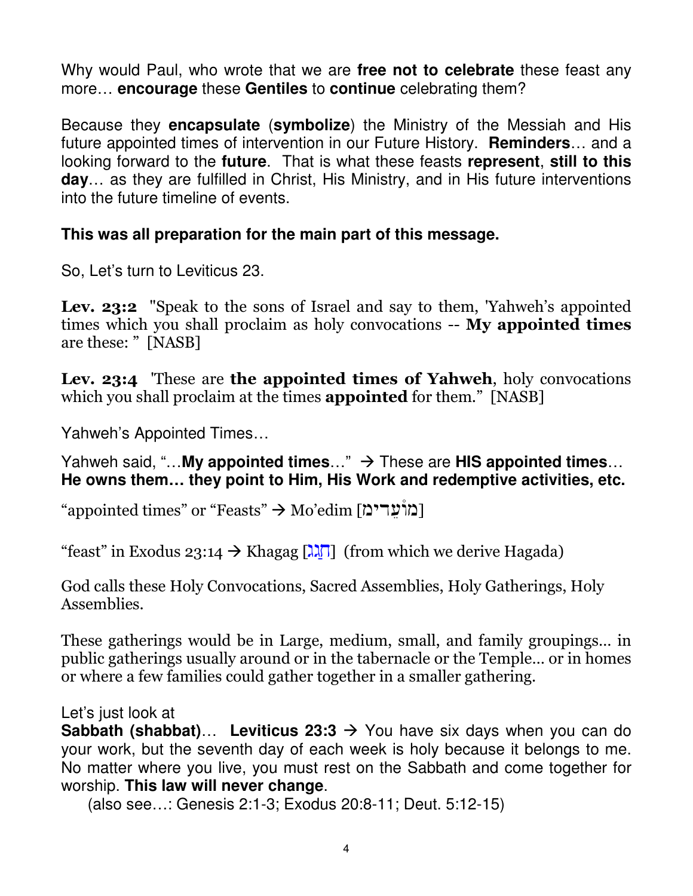Why would Paul, who wrote that we are **free not to celebrate** these feast any more… **encourage** these **Gentiles** to **continue** celebrating them?

Because they **encapsulate** (**symbolize**) the Ministry of the Messiah and His future appointed times of intervention in our Future History. **Reminders**… and a looking forward to the **future**. That is what these feasts **represent**, **still to this day**… as they are fulfilled in Christ, His Ministry, and in His future interventions into the future timeline of events.

**This was all preparation for the main part of this message.**

So, Let's turn to Leviticus 23.

**Lev. 23:2** "Speak to the sons of Israel and say to them, 'Yahweh's appointed times which you shall proclaim as holy convocations -- **My appointed times** are these: " [NASB]

**Lev. 23:4** 'These are **the appointed times of Yahweh**, holy convocations which you shall proclaim at the times **appointed** for them." [NASB]

Yahweh's Appointed Times…

Yahweh said, "…**My appointed times**…" → These are **HIS appointed times**… **He owns them… they point to Him, His Work and redemptive activities, etc.**

"appointed times" or "Feasts" → Mo'edim [מוֹעֲדִים]

"feast" in Exodus 23:14 → Khagag [חָגַג] (from which we derive Hagada)

God calls these Holy Convocations, Sacred Assemblies, Holy Gatherings, Holy Assemblies.

These gatherings would be in Large, medium, small, and family groupings… in public gatherings usually around or in the tabernacle or the Temple… or in homes or where a few families could gather together in a smaller gathering.

Let's just look at
**Sabbath (shabbat)**… **Leviticus 23:3** → You have six days when you can do your work, but the seventh day of each week is holy because it belongs to me. No matter where you live, you must rest on the Sabbath and come together for worship. **This law will never change**.
(also see…: Genesis 2:1-3; Exodus 20:8-11; Deut. 5:12-15)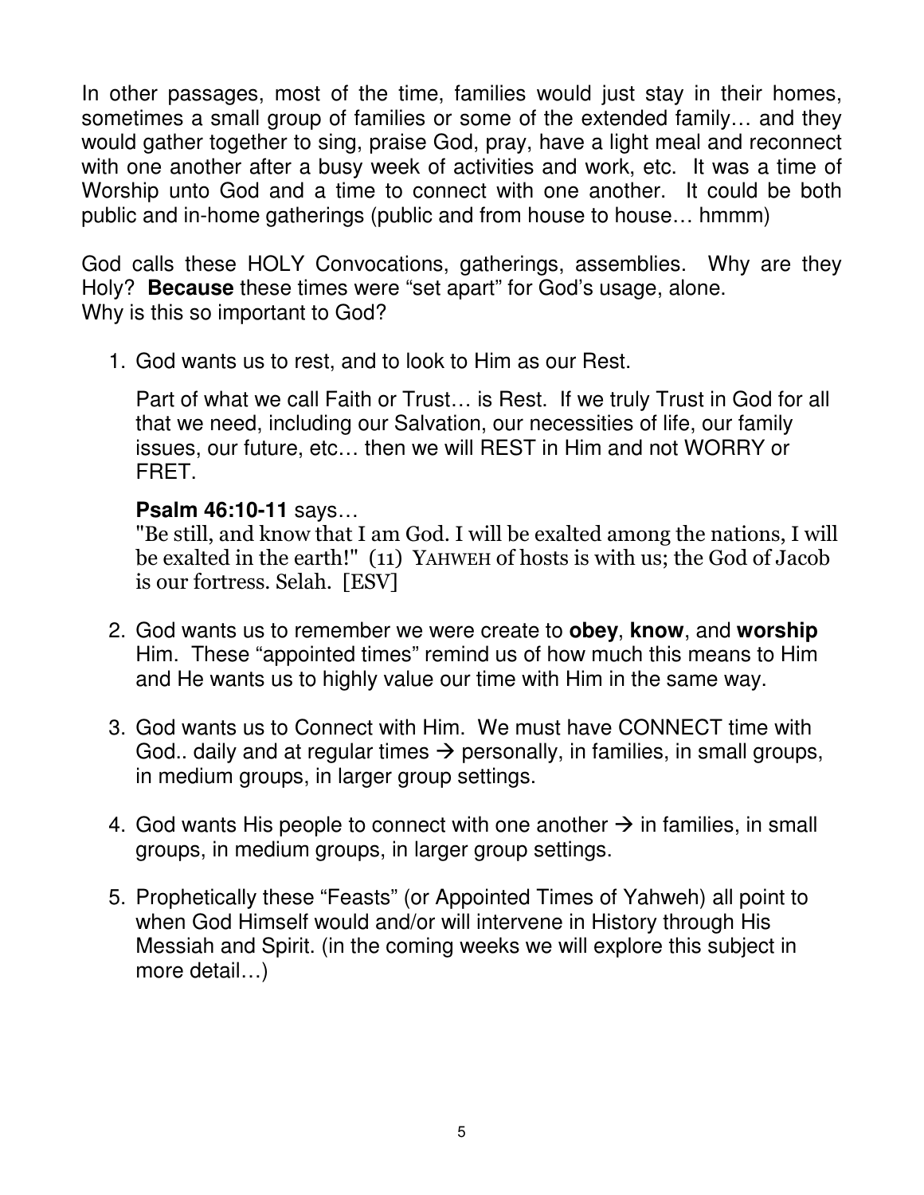In other passages, most of the time, families would just stay in their homes, sometimes a small group of families or some of the extended family… and they would gather together to sing, praise God, pray, have a light meal and reconnect with one another after a busy week of activities and work, etc. It was a time of Worship unto God and a time to connect with one another. It could be both public and in-home gatherings (public and from house to house… hmmm)

God calls these HOLY Convocations, gatherings, assemblies. Why are they Holy? **Because** these times were "set apart" for God's usage, alone.
Why is this so important to God?

1. God wants us to rest, and to look to Him as our Rest.

   Part of what we call Faith or Trust… is Rest. If we truly Trust in God for all that we need, including our Salvation, our necessities of life, our family issues, our future, etc… then we will REST in Him and not WORRY or FRET.

   **Psalm 46:10-11** says…
   "Be still, and know that I am God. I will be exalted among the nations, I will be exalted in the earth!" (11) YAHWEH of hosts is with us; the God of Jacob is our fortress. Selah. [ESV]

2. God wants us to remember we were create to **obey**, **know**, and **worship** Him. These "appointed times" remind us of how much this means to Him and He wants us to highly value our time with Him in the same way.

3. God wants us to Connect with Him. We must have CONNECT time with God.. daily and at regular times → personally, in families, in small groups, in medium groups, in larger group settings.

4. God wants His people to connect with one another → in families, in small groups, in medium groups, in larger group settings.

5. Prophetically these "Feasts" (or Appointed Times of Yahweh) all point to when God Himself would and/or will intervene in History through His Messiah and Spirit. (in the coming weeks we will explore this subject in more detail…)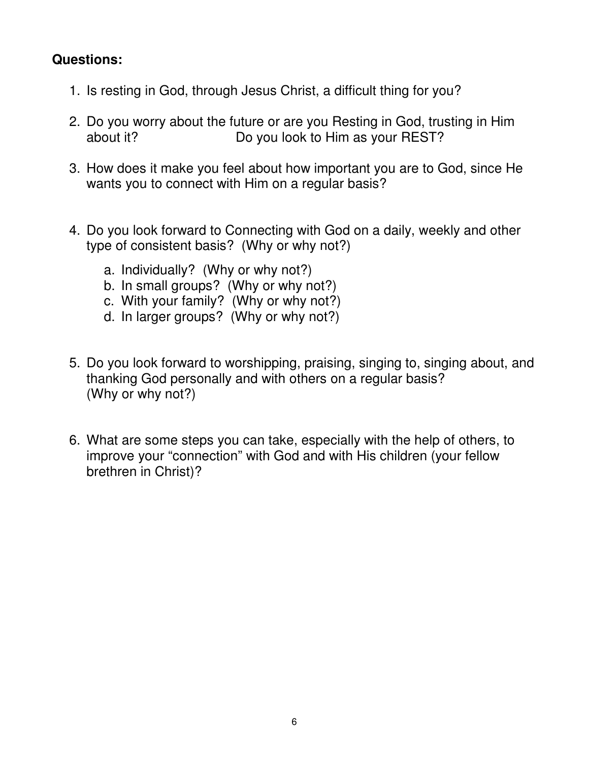**Questions:**

1. Is resting in God, through Jesus Christ, a difficult thing for you?

2. Do you worry about the future or are you Resting in God, trusting in Him about it? Do you look to Him as your REST?

3. How does it make you feel about how important you are to God, since He wants you to connect with Him on a regular basis?

4. Do you look forward to Connecting with God on a daily, weekly and other type of consistent basis? (Why or why not?)
   a. Individually? (Why or why not?)
   b. In small groups? (Why or why not?)
   c. With your family? (Why or why not?)
   d. In larger groups? (Why or why not?)

5. Do you look forward to worshipping, praising, singing to, singing about, and thanking God personally and with others on a regular basis? (Why or why not?)

6. What are some steps you can take, especially with the help of others, to improve your "connection" with God and with His children (your fellow brethren in Christ)?